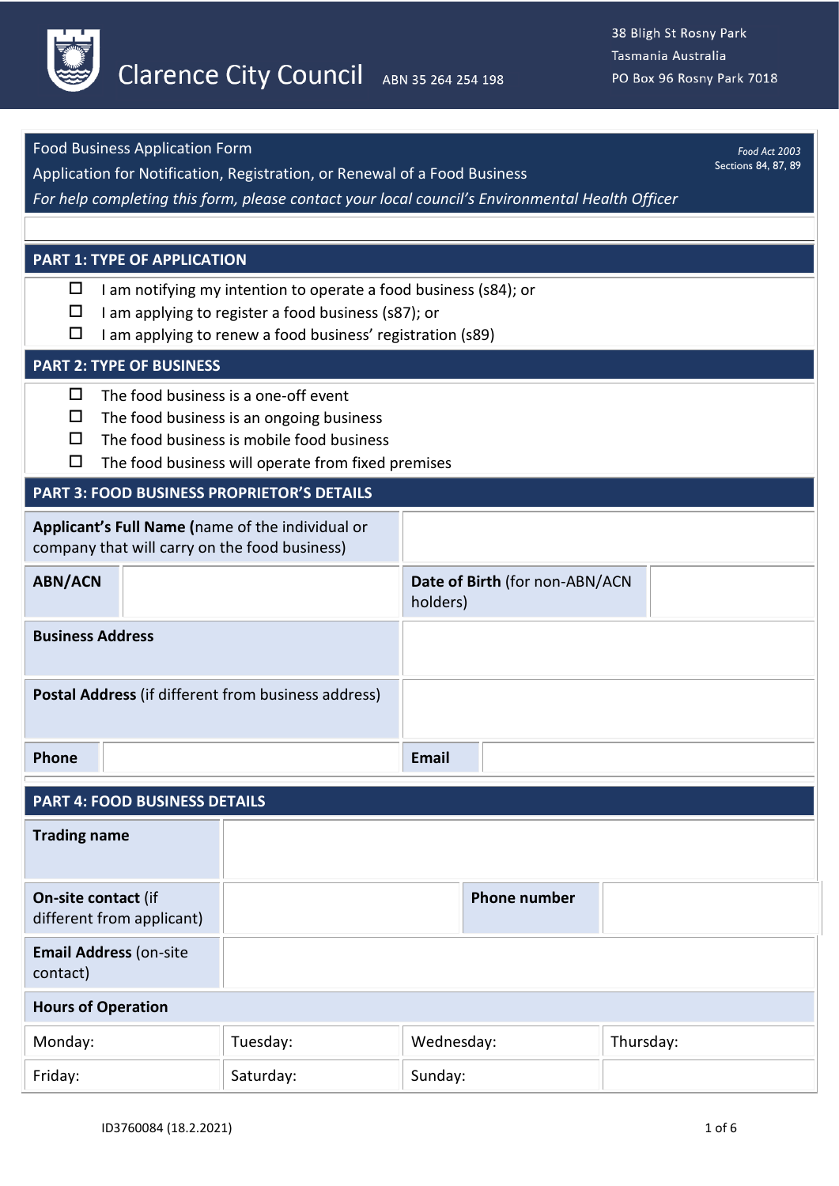Clarence City Council ABN 35 264 254 198

38 Bligh St Rosny Park
Tasmania Australia
PO Box 96 Rosny Park 7018

# Food Business Application Form

Application for Notification, Registration, or Renewal of a Food Business

*Food Act 2003*
Sections 84, 87, 89

*For help completing this form, please contact your local council's Environmental Health Officer*

## PART 1: TYPE OF APPLICATION

- ☐ I am notifying my intention to operate a food business (s84); or
- ☐ I am applying to register a food business (s87); or
- ☐ I am applying to renew a food business' registration (s89)

## PART 2: TYPE OF BUSINESS

- ☐ The food business is a one-off event
- ☐ The food business is an ongoing business
- ☐ The food business is mobile food business
- ☐ The food business will operate from fixed premises

## PART 3: FOOD BUSINESS PROPRIETOR'S DETAILS

| | | | |
|---|---|---|---|
| **Applicant's Full Name** (name of the individual or company that will carry on the food business) | | | |
| **ABN/ACN** | | **Date of Birth** (for non-ABN/ACN holders) | |
| **Business Address** | | | |
| **Postal Address** (if different from business address) | | | |
| **Phone** | | **Email** | |

## PART 4: FOOD BUSINESS DETAILS

| | | | |
|---|---|---|---|
| **Trading name** | | | |
| **On-site contact** (if different from applicant) | | **Phone number** | |
| **Email Address** (on-site contact) | | | |
| **Hours of Operation** | | | |
| Monday: | Tuesday: | Wednesday: | Thursday: |
| Friday: | Saturday: | Sunday: | |

ID3760084 (18.2.2021)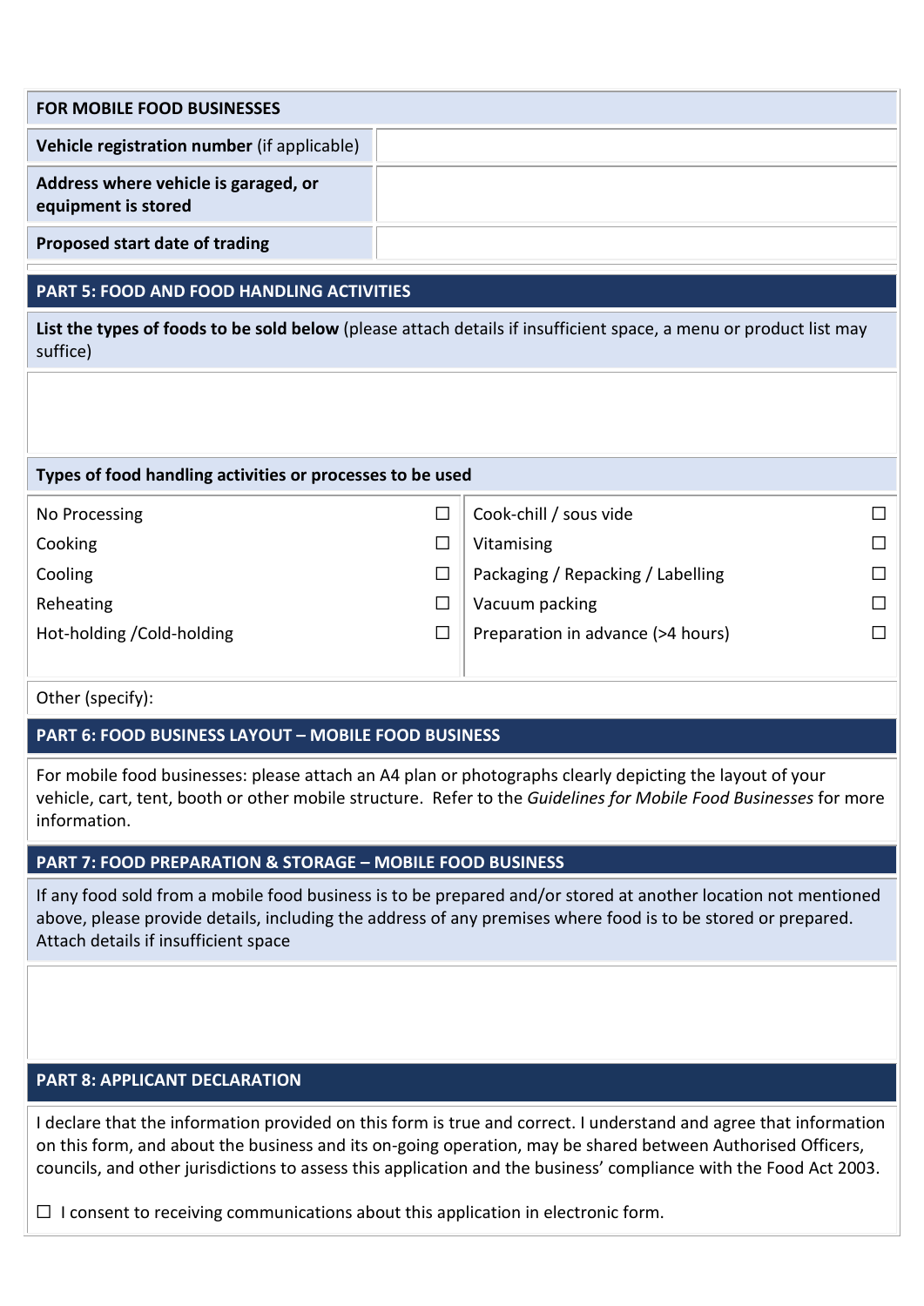| **FOR MOBILE FOOD BUSINESSES** | |
|---|---|
| **Vehicle registration number** (if applicable) | |
| **Address where vehicle is garaged, or equipment is stored** | |
| **Proposed start date of trading** | |

## PART 5: FOOD AND FOOD HANDLING ACTIVITIES

**List the types of foods to be sold below** (please attach details if insufficient space, a menu or product list may suffice)

**Types of food handling activities or processes to be used**

| | | | |
|---|---|---|---|
| No Processing | ☐ | Cook-chill / sous vide | ☐ |
| Cooking | ☐ | Vitamising | ☐ |
| Cooling | ☐ | Packaging / Repacking / Labelling | ☐ |
| Reheating | ☐ | Vacuum packing | ☐ |
| Hot-holding /Cold-holding | ☐ | Preparation in advance (>4 hours) | ☐ |

Other (specify):

## PART 6: FOOD BUSINESS LAYOUT – MOBILE FOOD BUSINESS

For mobile food businesses: please attach an A4 plan or photographs clearly depicting the layout of your vehicle, cart, tent, booth or other mobile structure. Refer to the *Guidelines for Mobile Food Businesses* for more information.

## PART 7: FOOD PREPARATION & STORAGE – MOBILE FOOD BUSINESS

If any food sold from a mobile food business is to be prepared and/or stored at another location not mentioned above, please provide details, including the address of any premises where food is to be stored or prepared. Attach details if insufficient space

## PART 8: APPLICANT DECLARATION

I declare that the information provided on this form is true and correct. I understand and agree that information on this form, and about the business and its on-going operation, may be shared between Authorised Officers, councils, and other jurisdictions to assess this application and the business' compliance with the Food Act 2003.

☐ I consent to receiving communications about this application in electronic form.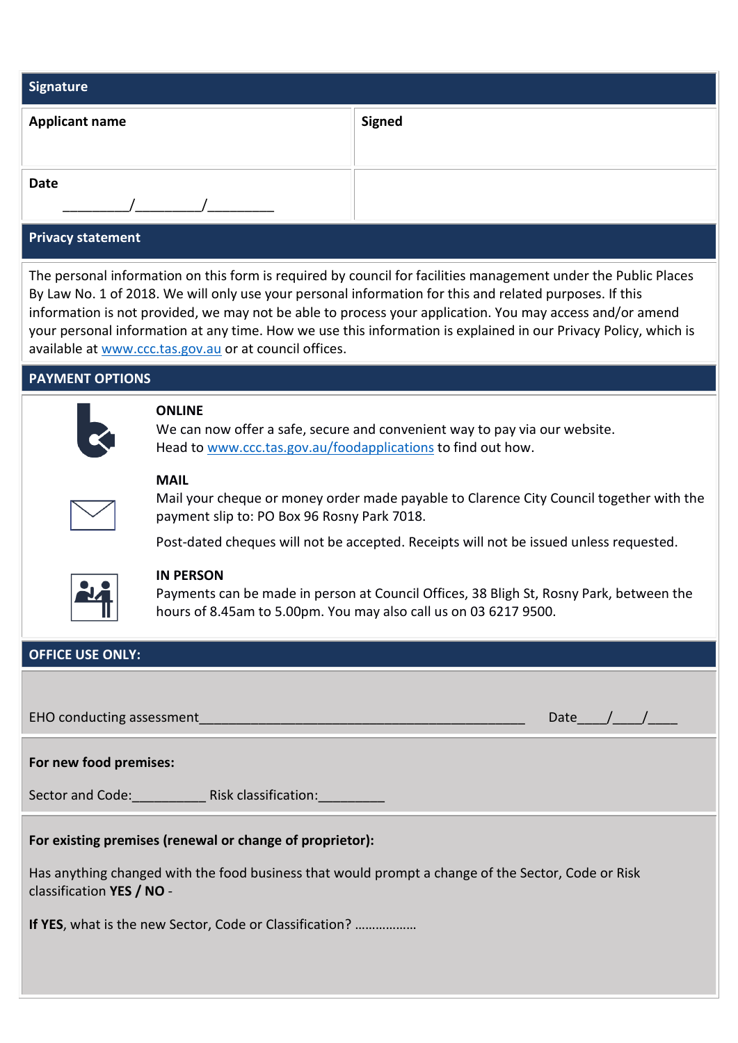## Signature

| | |
|---|---|
| **Applicant name** | **Signed** |
| **Date** _________/_________/_________ | |

## Privacy statement

The personal information on this form is required by council for facilities management under the Public Places By Law No. 1 of 2018. We will only use your personal information for this and related purposes. If this information is not provided, we may not be able to process your application. You may access and/or amend your personal information at any time. How we use this information is explained in our Privacy Policy, which is available at www.ccc.tas.gov.au or at council offices.

## PAYMENT OPTIONS

**ONLINE**

We can now offer a safe, secure and convenient way to pay via our website. Head to www.ccc.tas.gov.au/foodapplications to find out how.

**MAIL**

Mail your cheque or money order made payable to Clarence City Council together with the payment slip to: PO Box 96 Rosny Park 7018.

Post-dated cheques will not be accepted. Receipts will not be issued unless requested.

**IN PERSON**

Payments can be made in person at Council Offices, 38 Bligh St, Rosny Park, between the hours of 8.45am to 5.00pm. You may also call us on 03 6217 9500.

## OFFICE USE ONLY:

EHO conducting assessment_______________________________________________ Date____/____/____

**For new food premises:**

Sector and Code:__________ Risk classification:_________

**For existing premises (renewal or change of proprietor):**

Has anything changed with the food business that would prompt a change of the Sector, Code or Risk classification **YES / NO** -

**If YES**, what is the new Sector, Code or Classification? ………………